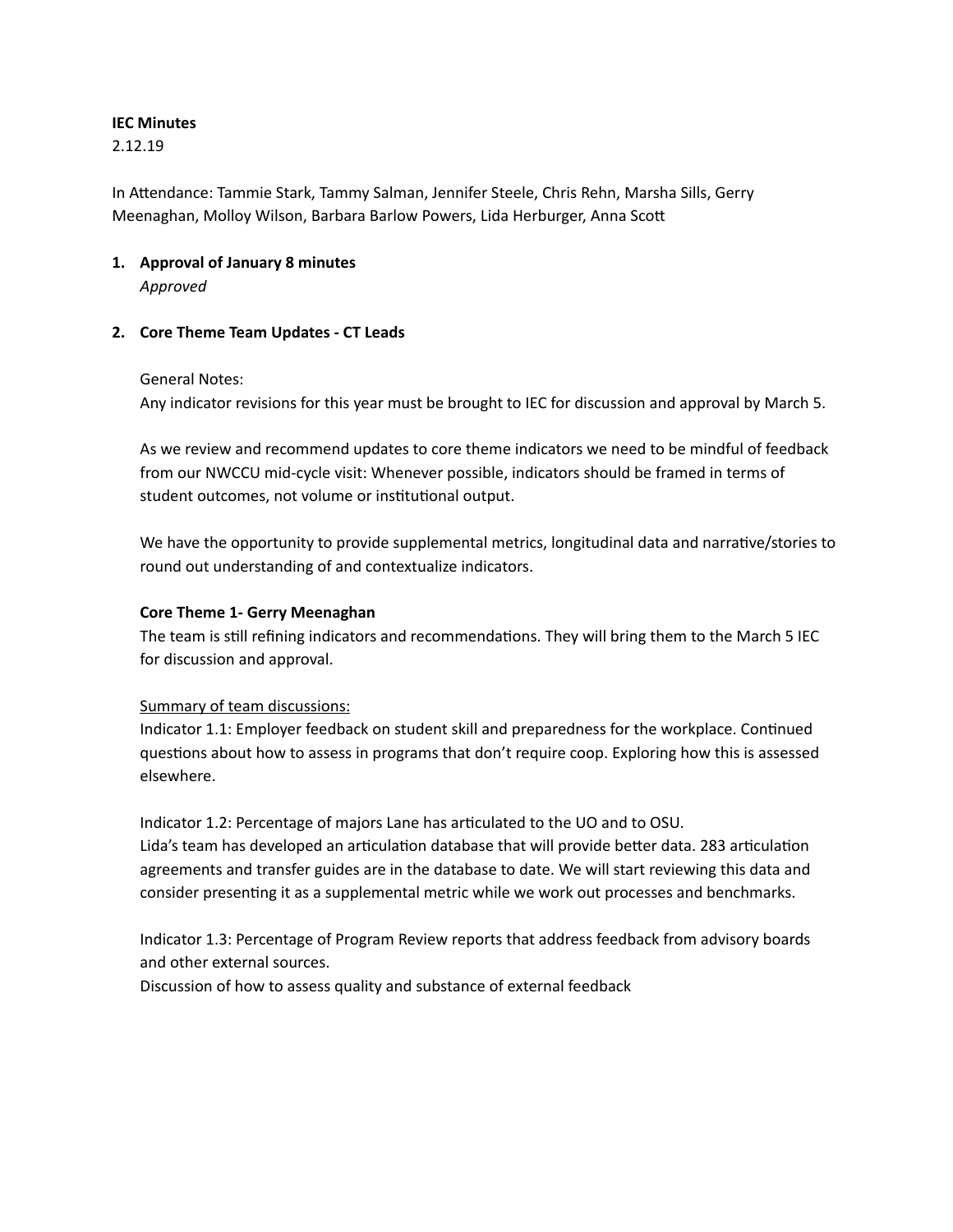**IEC Minutes**
2.12.19

In Attendance: Tammie Stark, Tammy Salman, Jennifer Steele, Chris Rehn, Marsha Sills, Gerry Meenaghan, Molloy Wilson, Barbara Barlow Powers, Lida Herburger, Anna Scott

1. **Approval of January 8 minutes**
   *Approved*

2. **Core Theme Team Updates - CT Leads**

   General Notes:
   Any indicator revisions for this year must be brought to IEC for discussion and approval by March 5.

   As we review and recommend updates to core theme indicators we need to be mindful of feedback from our NWCCU mid-cycle visit: Whenever possible, indicators should be framed in terms of student outcomes, not volume or institutional output.

   We have the opportunity to provide supplemental metrics, longitudinal data and narrative/stories to round out understanding of and contextualize indicators.

   **Core Theme 1- Gerry Meenaghan**
   The team is still refining indicators and recommendations. They will bring them to the March 5 IEC for discussion and approval.

   <u>Summary of team discussions:</u>
   Indicator 1.1: Employer feedback on student skill and preparedness for the workplace. Continued questions about how to assess in programs that don't require coop. Exploring how this is assessed elsewhere.

   Indicator 1.2: Percentage of majors Lane has articulated to the UO and to OSU.
   Lida's team has developed an articulation database that will provide better data. 283 articulation agreements and transfer guides are in the database to date. We will start reviewing this data and consider presenting it as a supplemental metric while we work out processes and benchmarks.

   Indicator 1.3: Percentage of Program Review reports that address feedback from advisory boards and other external sources.
   Discussion of how to assess quality and substance of external feedback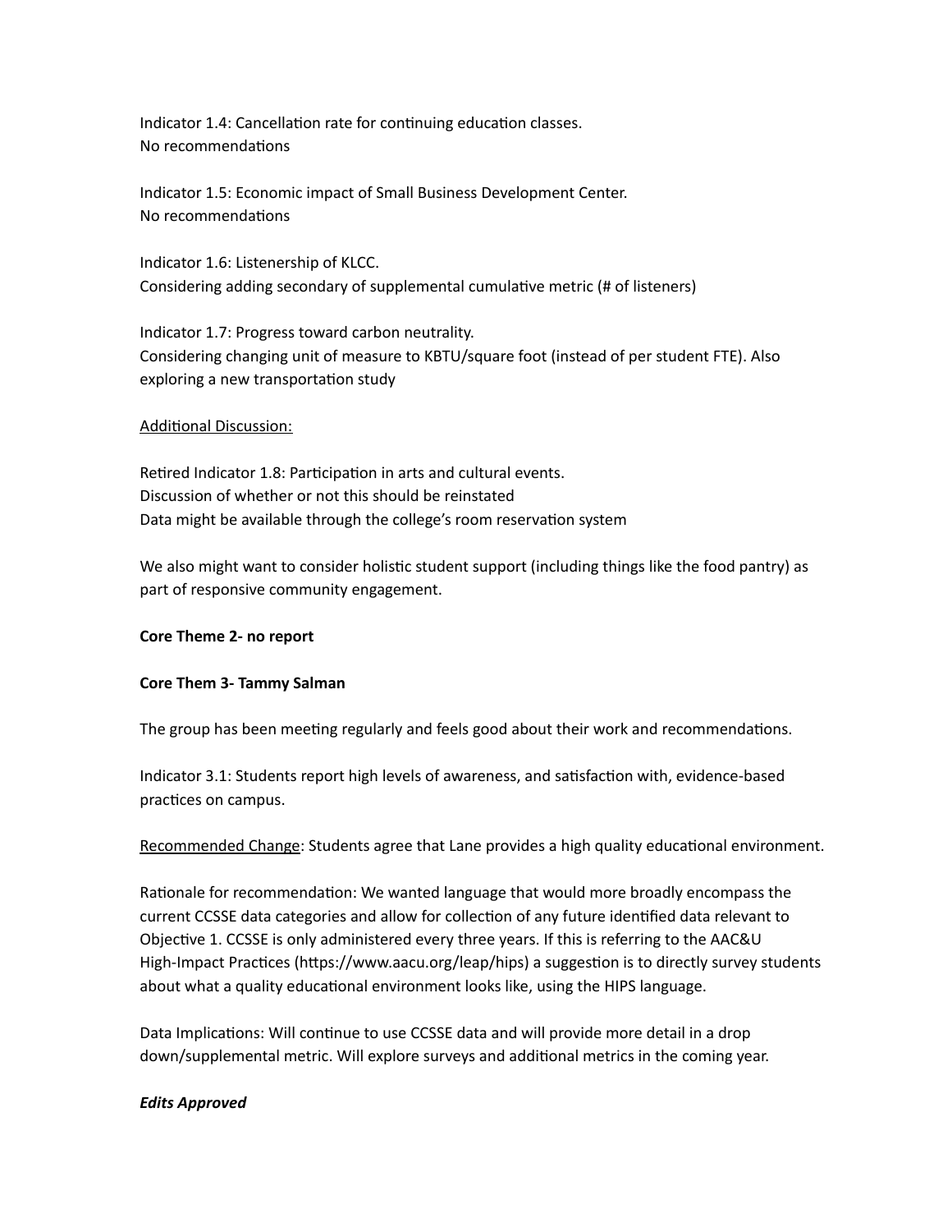Indicator 1.4: Cancellation rate for continuing education classes.
No recommendations

Indicator 1.5: Economic impact of Small Business Development Center.
No recommendations

Indicator 1.6: Listenership of KLCC.
Considering adding secondary of supplemental cumulative metric (# of listeners)

Indicator 1.7: Progress toward carbon neutrality.
Considering changing unit of measure to KBTU/square foot (instead of per student FTE). Also exploring a new transportation study

<u>Additional Discussion:</u>

Retired Indicator 1.8: Participation in arts and cultural events.
Discussion of whether or not this should be reinstated
Data might be available through the college's room reservation system

We also might want to consider holistic student support (including things like the food pantry) as part of responsive community engagement.

**Core Theme 2- no report**

**Core Them 3- Tammy Salman**

The group has been meeting regularly and feels good about their work and recommendations.

Indicator 3.1: Students report high levels of awareness, and satisfaction with, evidence-based practices on campus.

<u>Recommended Change</u>: Students agree that Lane provides a high quality educational environment.

Rationale for recommendation: We wanted language that would more broadly encompass the current CCSSE data categories and allow for collection of any future identified data relevant to Objective 1. CCSSE is only administered every three years. If this is referring to the AAC&U High-Impact Practices (https://www.aacu.org/leap/hips) a suggestion is to directly survey students about what a quality educational environment looks like, using the HIPS language.

Data Implications: Will continue to use CCSSE data and will provide more detail in a drop down/supplemental metric. Will explore surveys and additional metrics in the coming year.

***Edits Approved***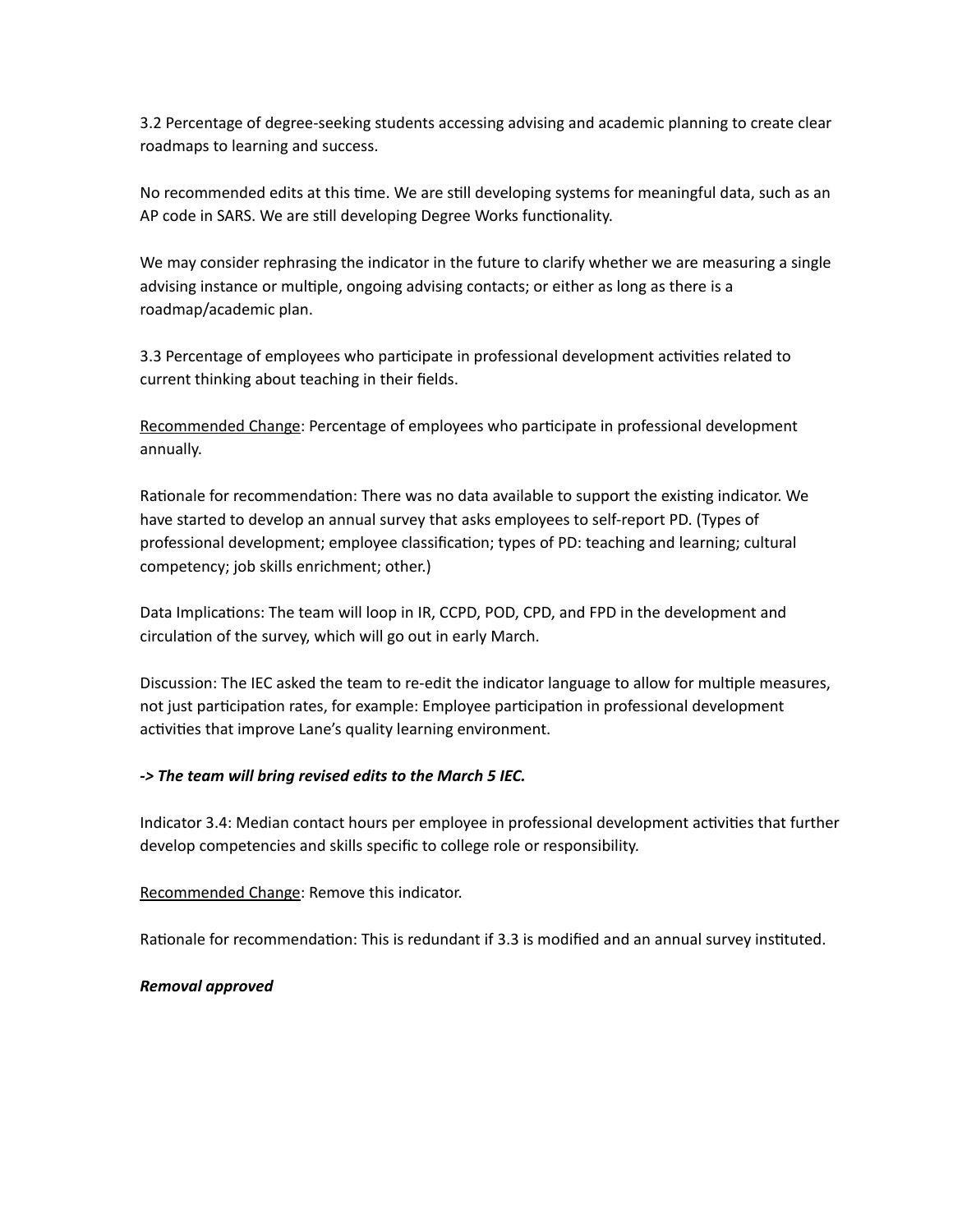3.2 Percentage of degree-seeking students accessing advising and academic planning to create clear roadmaps to learning and success.

No recommended edits at this time. We are still developing systems for meaningful data, such as an AP code in SARS. We are still developing Degree Works functionality.

We may consider rephrasing the indicator in the future to clarify whether we are measuring a single advising instance or multiple, ongoing advising contacts; or either as long as there is a roadmap/academic plan.

3.3 Percentage of employees who participate in professional development activities related to current thinking about teaching in their fields.

<u>Recommended Change</u>: Percentage of employees who participate in professional development annually.

Rationale for recommendation: There was no data available to support the existing indicator. We have started to develop an annual survey that asks employees to self-report PD. (Types of professional development; employee classification; types of PD: teaching and learning; cultural competency; job skills enrichment; other.)

Data Implications: The team will loop in IR, CCPD, POD, CPD, and FPD in the development and circulation of the survey, which will go out in early March.

Discussion: The IEC asked the team to re-edit the indicator language to allow for multiple measures, not just participation rates, for example: Employee participation in professional development activities that improve Lane's quality learning environment.

***-> The team will bring revised edits to the March 5 IEC.***

Indicator 3.4: Median contact hours per employee in professional development activities that further develop competencies and skills specific to college role or responsibility.

<u>Recommended Change</u>: Remove this indicator.

Rationale for recommendation: This is redundant if 3.3 is modified and an annual survey instituted.

***Removal approved***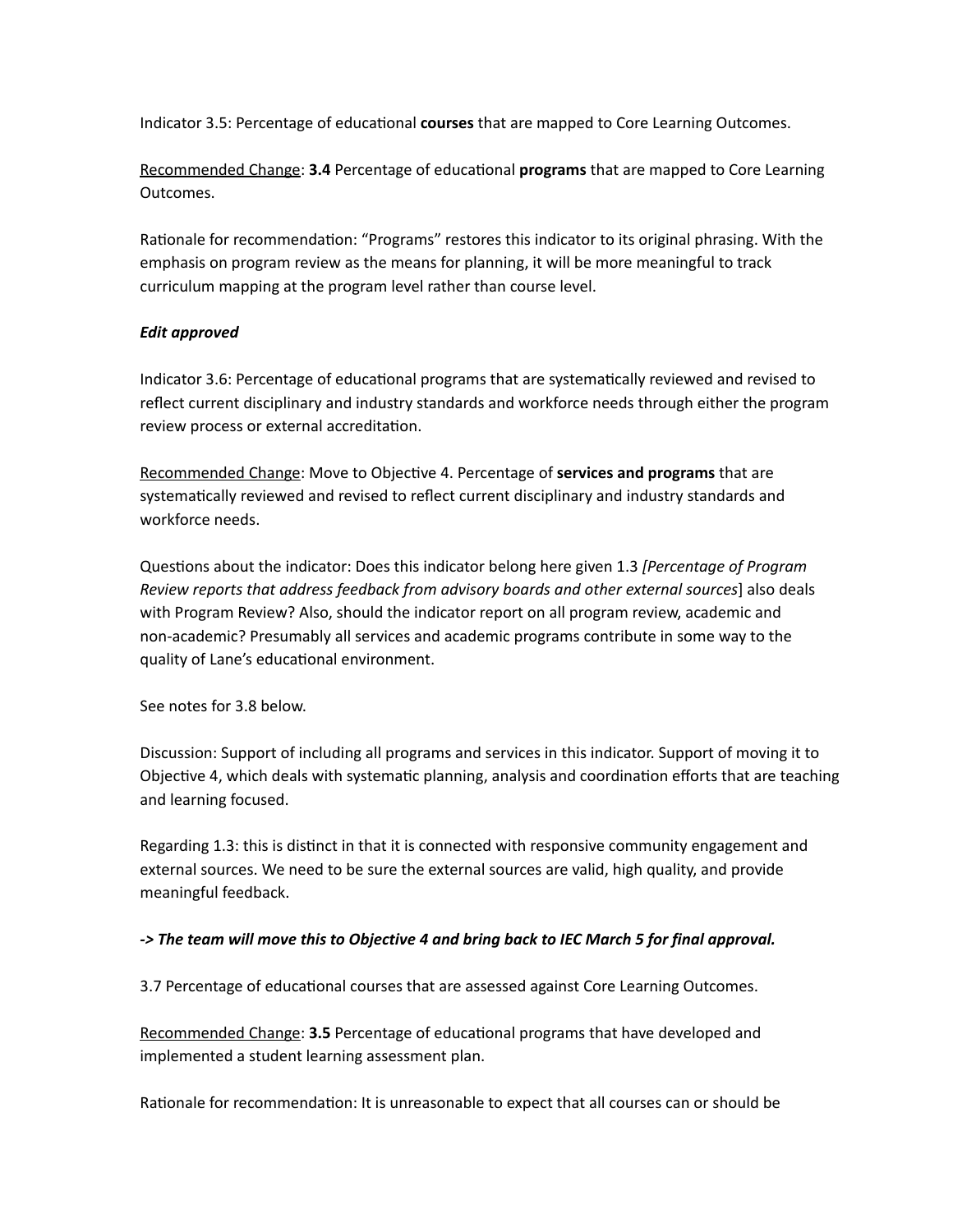Indicator 3.5: Percentage of educational **courses** that are mapped to Core Learning Outcomes.

<u>Recommended Change</u>: **3.4** Percentage of educational **programs** that are mapped to Core Learning Outcomes.

Rationale for recommendation: "Programs" restores this indicator to its original phrasing. With the emphasis on program review as the means for planning, it will be more meaningful to track curriculum mapping at the program level rather than course level.

***Edit approved***

Indicator 3.6: Percentage of educational programs that are systematically reviewed and revised to reflect current disciplinary and industry standards and workforce needs through either the program review process or external accreditation.

<u>Recommended Change</u>: Move to Objective 4. Percentage of **services and programs** that are systematically reviewed and revised to reflect current disciplinary and industry standards and workforce needs.

Questions about the indicator: Does this indicator belong here given 1.3 *[Percentage of Program Review reports that address feedback from advisory boards and other external sources*] also deals with Program Review? Also, should the indicator report on all program review, academic and non-academic? Presumably all services and academic programs contribute in some way to the quality of Lane's educational environment.

See notes for 3.8 below.

Discussion: Support of including all programs and services in this indicator. Support of moving it to Objective 4, which deals with systematic planning, analysis and coordination efforts that are teaching and learning focused.

Regarding 1.3: this is distinct in that it is connected with responsive community engagement and external sources. We need to be sure the external sources are valid, high quality, and provide meaningful feedback.

***-> The team will move this to Objective 4 and bring back to IEC March 5 for final approval.***

3.7 Percentage of educational courses that are assessed against Core Learning Outcomes.

<u>Recommended Change</u>: **3.5** Percentage of educational programs that have developed and implemented a student learning assessment plan.

Rationale for recommendation: It is unreasonable to expect that all courses can or should be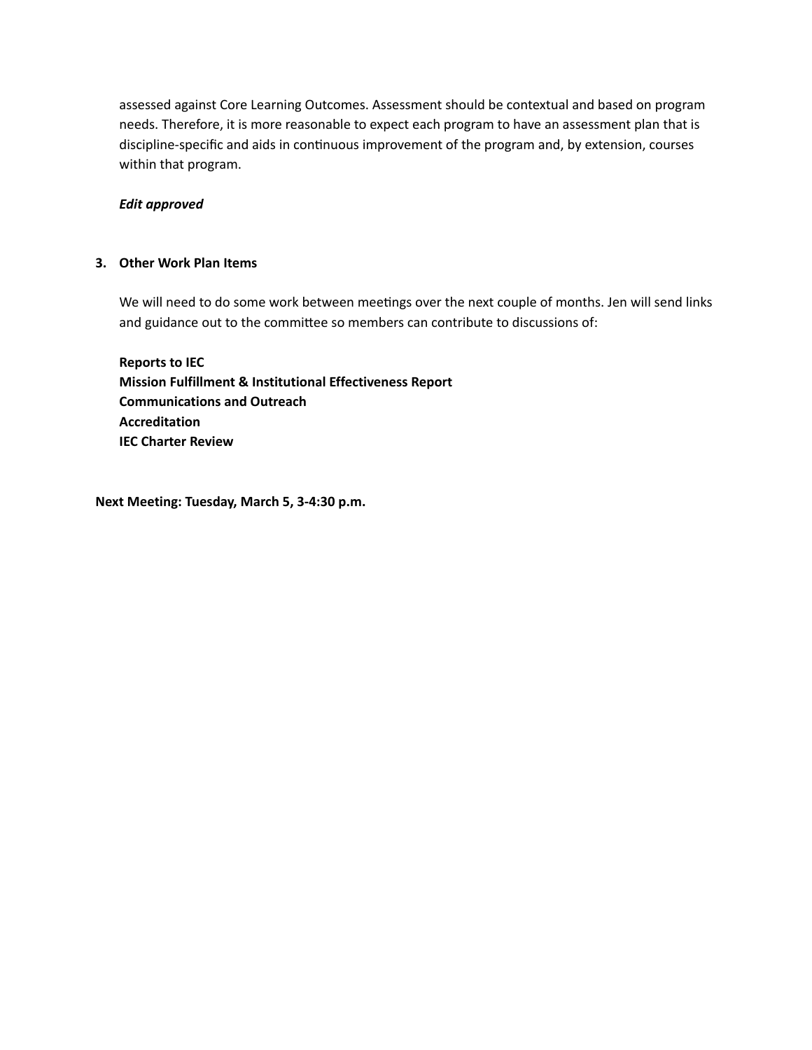assessed against Core Learning Outcomes. Assessment should be contextual and based on program needs. Therefore, it is more reasonable to expect each program to have an assessment plan that is discipline-specific and aids in continuous improvement of the program and, by extension, courses within that program.

***Edit approved***

3. **Other Work Plan Items**

   We will need to do some work between meetings over the next couple of months. Jen will send links and guidance out to the committee so members can contribute to discussions of:

   **Reports to IEC**
   **Mission Fulfillment & Institutional Effectiveness Report**
   **Communications and Outreach**
   **Accreditation**
   **IEC Charter Review**

**Next Meeting: Tuesday, March 5, 3-4:30 p.m.**